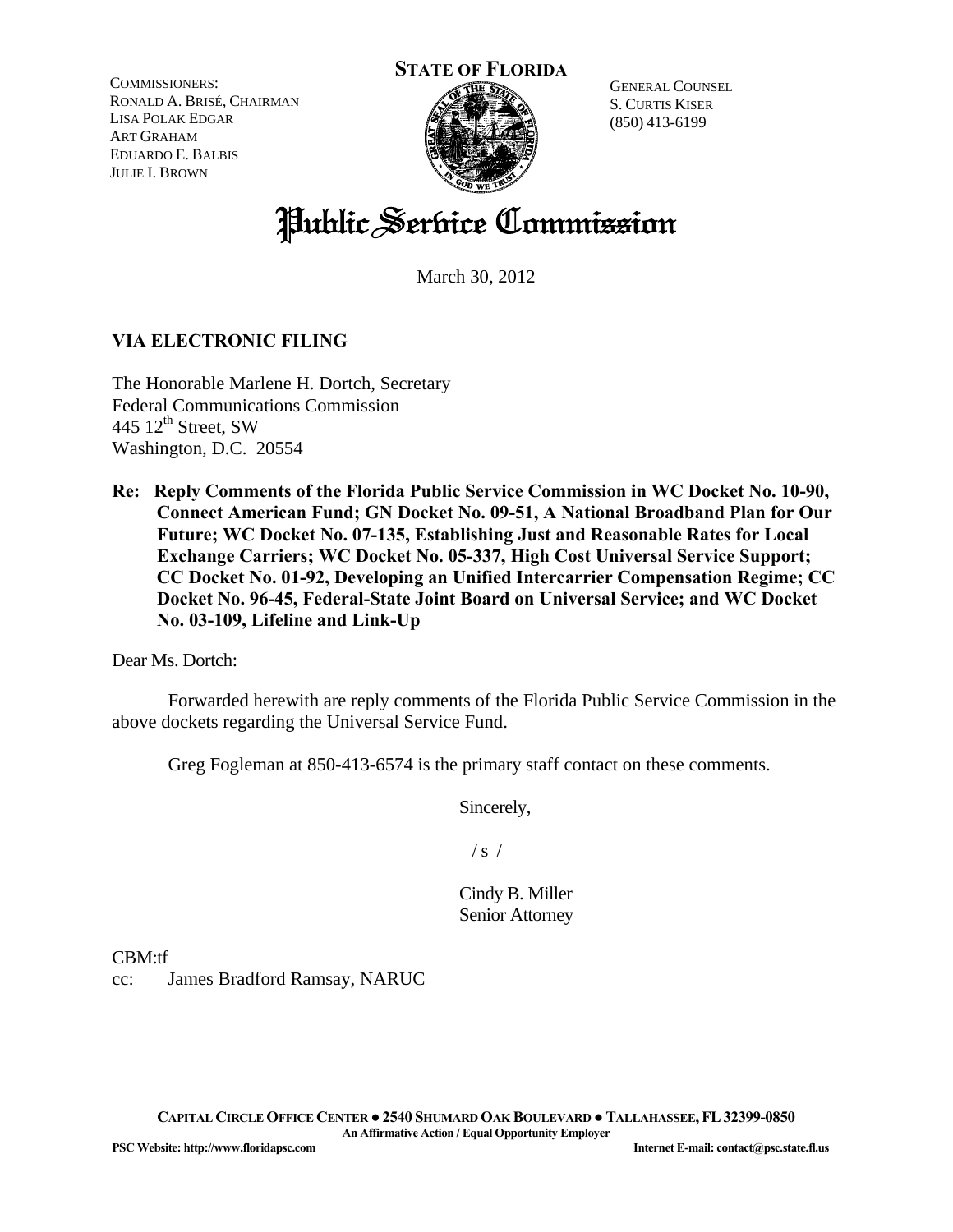COMMISSIONERS:
RONALD A. BRISÉ, CHAIRMAN
LISA POLAK EDGAR
ART GRAHAM
EDUARDO E. BALBIS
JULIE I. BROWN

**STATE OF FLORIDA**

GENERAL COUNSEL
S. CURTIS KISER
(850) 413-6199

# Public Service Commission

March 30, 2012

**VIA ELECTRONIC FILING**

The Honorable Marlene H. Dortch, Secretary
Federal Communications Commission
445 12th Street, SW
Washington, D.C. 20554

**Re: Reply Comments of the Florida Public Service Commission in WC Docket No. 10-90, Connect American Fund; GN Docket No. 09-51, A National Broadband Plan for Our Future; WC Docket No. 07-135, Establishing Just and Reasonable Rates for Local Exchange Carriers; WC Docket No. 05-337, High Cost Universal Service Support; CC Docket No. 01-92, Developing an Unified Intercarrier Compensation Regime; CC Docket No. 96-45, Federal-State Joint Board on Universal Service; and WC Docket No. 03-109, Lifeline and Link-Up**

Dear Ms. Dortch:

Forwarded herewith are reply comments of the Florida Public Service Commission in the above dockets regarding the Universal Service Fund.

Greg Fogleman at 850-413-6574 is the primary staff contact on these comments.

Sincerely,

/ s /

Cindy B. Miller
Senior Attorney

CBM:tf
cc: James Bradford Ramsay, NARUC

**CAPITAL CIRCLE OFFICE CENTER ● 2540 SHUMARD OAK BOULEVARD ● TALLAHASSEE, FL 32399-0850**
**An Affirmative Action / Equal Opportunity Employer**
**PSC Website: http://www.floridapsc.com** **Internet E-mail: contact@psc.state.fl.us**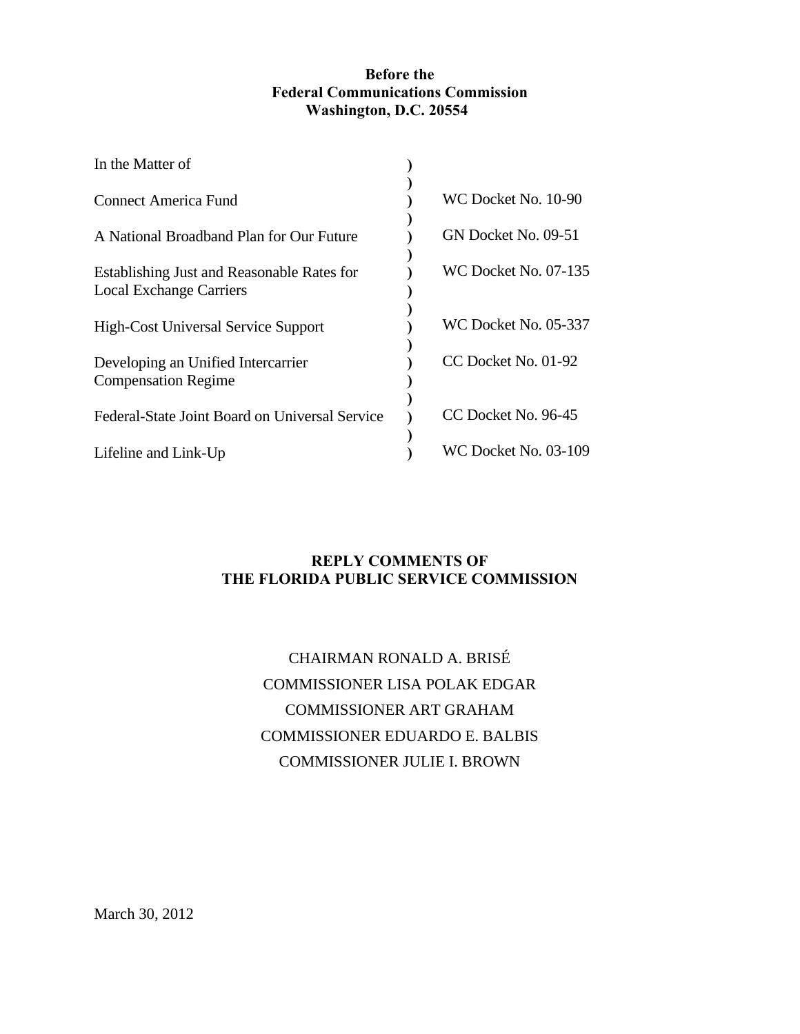**Before the**
**Federal Communications Commission**
**Washington, D.C. 20554**

| In the Matter of | ) | |
|---|---|---|
| | ) | |
| Connect America Fund | ) | WC Docket No. 10-90 |
| | ) | |
| A National Broadband Plan for Our Future | ) | GN Docket No. 09-51 |
| | ) | |
| Establishing Just and Reasonable Rates for Local Exchange Carriers | ) | WC Docket No. 07-135 |
| | ) | |
| High-Cost Universal Service Support | ) | WC Docket No. 05-337 |
| | ) | |
| Developing an Unified Intercarrier Compensation Regime | ) | CC Docket No. 01-92 |
| | ) | |
| Federal-State Joint Board on Universal Service | ) | CC Docket No. 96-45 |
| | ) | |
| Lifeline and Link-Up | ) | WC Docket No. 03-109 |

**REPLY COMMENTS OF**
**THE FLORIDA PUBLIC SERVICE COMMISSION**

CHAIRMAN RONALD A. BRISÉ
COMMISSIONER LISA POLAK EDGAR
COMMISSIONER ART GRAHAM
COMMISSIONER EDUARDO E. BALBIS
COMMISSIONER JULIE I. BROWN

March 30, 2012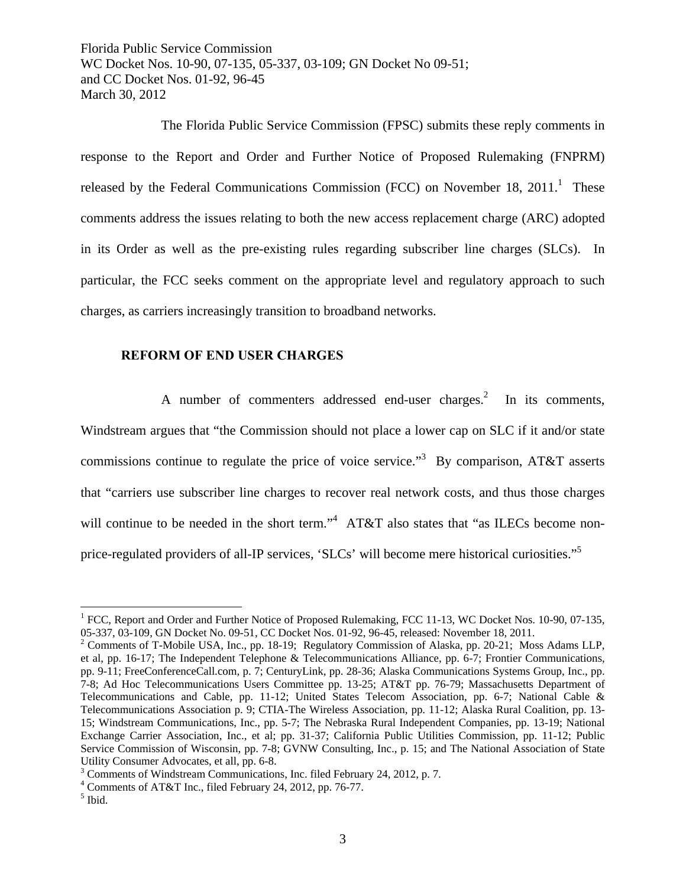The Florida Public Service Commission (FPSC) submits these reply comments in response to the Report and Order and Further Notice of Proposed Rulemaking (FNPRM) released by the Federal Communications Commission (FCC) on November 18, 2011.[1] These comments address the issues relating to both the new access replacement charge (ARC) adopted in its Order as well as the pre-existing rules regarding subscriber line charges (SLCs). In particular, the FCC seeks comment on the appropriate level and regulatory approach to such charges, as carriers increasingly transition to broadband networks.

**REFORM OF END USER CHARGES**

A number of commenters addressed end-user charges.[2] In its comments, Windstream argues that "the Commission should not place a lower cap on SLC if it and/or state commissions continue to regulate the price of voice service."[3] By comparison, AT&T asserts that "carriers use subscriber line charges to recover real network costs, and thus those charges will continue to be needed in the short term."[4] AT&T also states that "as ILECs become non-price-regulated providers of all-IP services, 'SLCs' will become mere historical curiosities."[5]

---

[1] FCC, Report and Order and Further Notice of Proposed Rulemaking, FCC 11-13, WC Docket Nos. 10-90, 07-135, 05-337, 03-109, GN Docket No. 09-51, CC Docket Nos. 01-92, 96-45, released: November 18, 2011.

[2] Comments of T-Mobile USA, Inc., pp. 18-19; Regulatory Commission of Alaska, pp. 20-21; Moss Adams LLP, et al, pp. 16-17; The Independent Telephone & Telecommunications Alliance, pp. 6-7; Frontier Communications, pp. 9-11; FreeConferenceCall.com, p. 7; CenturyLink, pp. 28-36; Alaska Communications Systems Group, Inc., pp. 7-8; Ad Hoc Telecommunications Users Committee pp. 13-25; AT&T pp. 76-79; Massachusetts Department of Telecommunications and Cable, pp. 11-12; United States Telecom Association, pp. 6-7; National Cable & Telecommunications Association p. 9; CTIA-The Wireless Association, pp. 11-12; Alaska Rural Coalition, pp. 13-15; Windstream Communications, Inc., pp. 5-7; The Nebraska Rural Independent Companies, pp. 13-19; National Exchange Carrier Association, Inc., et al; pp. 31-37; California Public Utilities Commission, pp. 11-12; Public Service Commission of Wisconsin, pp. 7-8; GVNW Consulting, Inc., p. 15; and The National Association of State Utility Consumer Advocates, et all, pp. 6-8.

[3] Comments of Windstream Communications, Inc. filed February 24, 2012, p. 7.

[4] Comments of AT&T Inc., filed February 24, 2012, pp. 76-77.

[5] Ibid.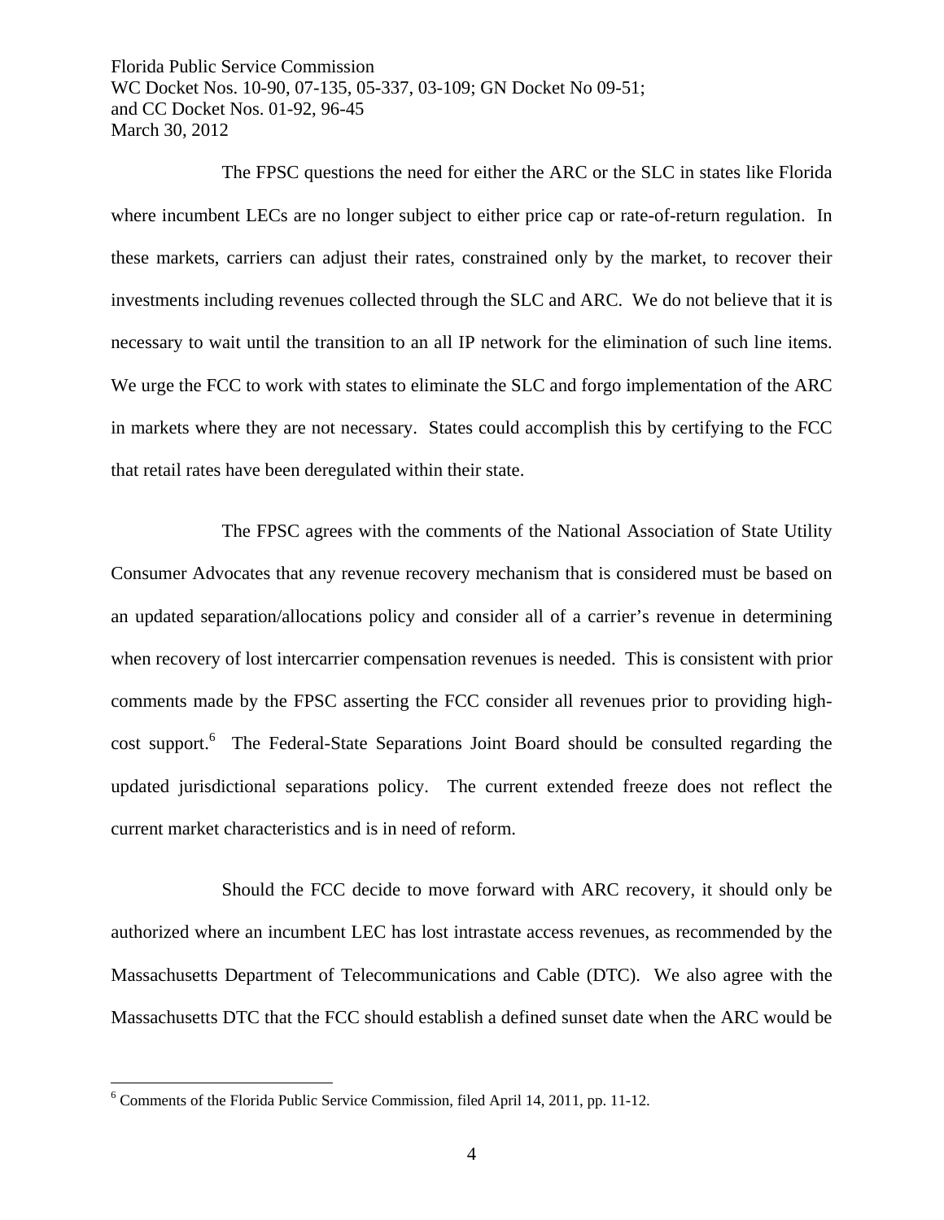The FPSC questions the need for either the ARC or the SLC in states like Florida where incumbent LECs are no longer subject to either price cap or rate-of-return regulation. In these markets, carriers can adjust their rates, constrained only by the market, to recover their investments including revenues collected through the SLC and ARC. We do not believe that it is necessary to wait until the transition to an all IP network for the elimination of such line items. We urge the FCC to work with states to eliminate the SLC and forgo implementation of the ARC in markets where they are not necessary. States could accomplish this by certifying to the FCC that retail rates have been deregulated within their state.

The FPSC agrees with the comments of the National Association of State Utility Consumer Advocates that any revenue recovery mechanism that is considered must be based on an updated separation/allocations policy and consider all of a carrier's revenue in determining when recovery of lost intercarrier compensation revenues is needed. This is consistent with prior comments made by the FPSC asserting the FCC consider all revenues prior to providing high-cost support.[6] The Federal-State Separations Joint Board should be consulted regarding the updated jurisdictional separations policy. The current extended freeze does not reflect the current market characteristics and is in need of reform.

Should the FCC decide to move forward with ARC recovery, it should only be authorized where an incumbent LEC has lost intrastate access revenues, as recommended by the Massachusetts Department of Telecommunications and Cable (DTC). We also agree with the Massachusetts DTC that the FCC should establish a defined sunset date when the ARC would be

[6] Comments of the Florida Public Service Commission, filed April 14, 2011, pp. 11-12.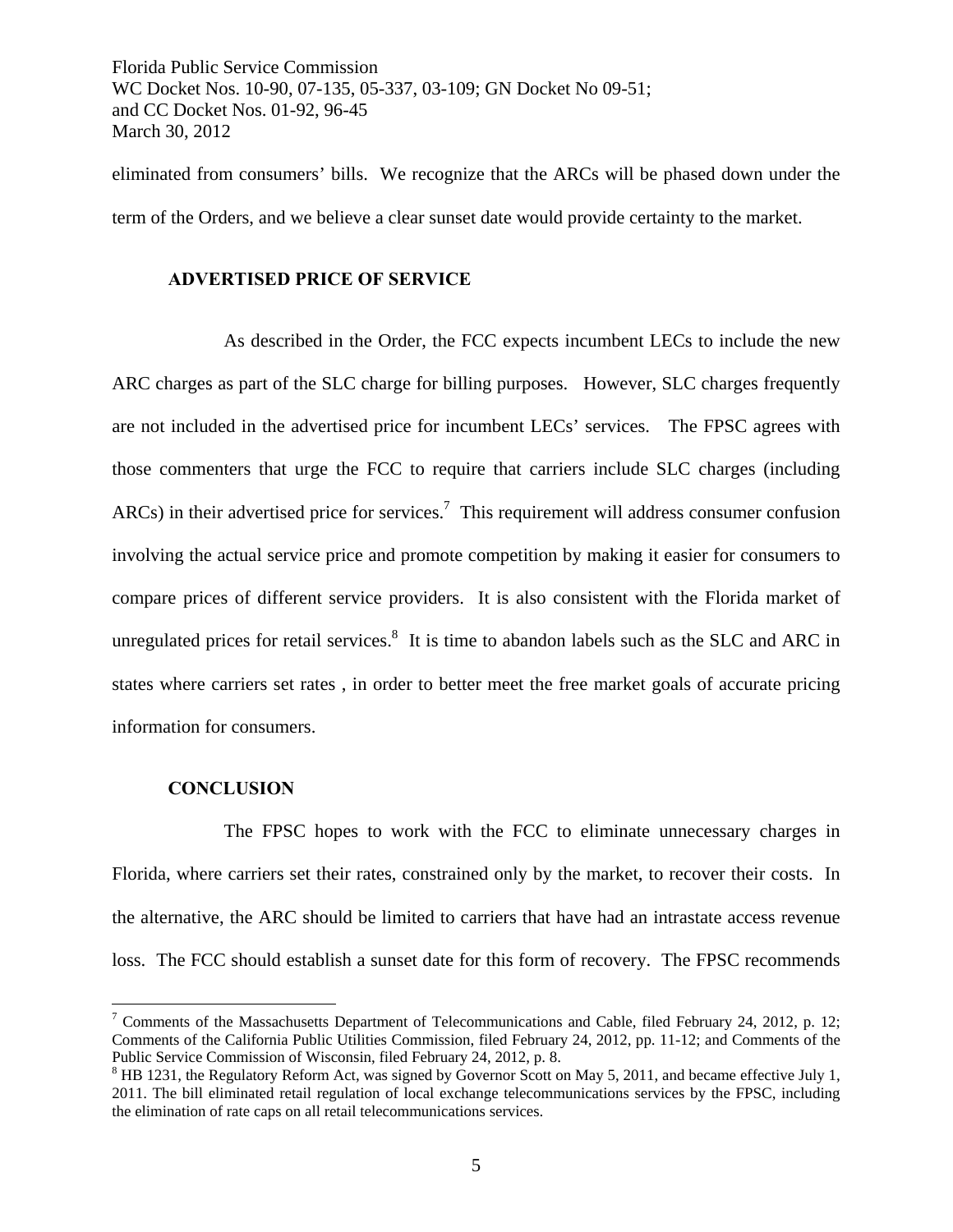eliminated from consumers' bills. We recognize that the ARCs will be phased down under the term of the Orders, and we believe a clear sunset date would provide certainty to the market.

## ADVERTISED PRICE OF SERVICE

As described in the Order, the FCC expects incumbent LECs to include the new ARC charges as part of the SLC charge for billing purposes. However, SLC charges frequently are not included in the advertised price for incumbent LECs' services. The FPSC agrees with those commenters that urge the FCC to require that carriers include SLC charges (including ARCs) in their advertised price for services.[7] This requirement will address consumer confusion involving the actual service price and promote competition by making it easier for consumers to compare prices of different service providers. It is also consistent with the Florida market of unregulated prices for retail services.[8] It is time to abandon labels such as the SLC and ARC in states where carriers set rates , in order to better meet the free market goals of accurate pricing information for consumers.

## CONCLUSION

The FPSC hopes to work with the FCC to eliminate unnecessary charges in Florida, where carriers set their rates, constrained only by the market, to recover their costs. In the alternative, the ARC should be limited to carriers that have had an intrastate access revenue loss. The FCC should establish a sunset date for this form of recovery. The FPSC recommends

---

[7] Comments of the Massachusetts Department of Telecommunications and Cable, filed February 24, 2012, p. 12; Comments of the California Public Utilities Commission, filed February 24, 2012, pp. 11-12; and Comments of the Public Service Commission of Wisconsin, filed February 24, 2012, p. 8.

[8] HB 1231, the Regulatory Reform Act, was signed by Governor Scott on May 5, 2011, and became effective July 1, 2011. The bill eliminated retail regulation of local exchange telecommunications services by the FPSC, including the elimination of rate caps on all retail telecommunications services.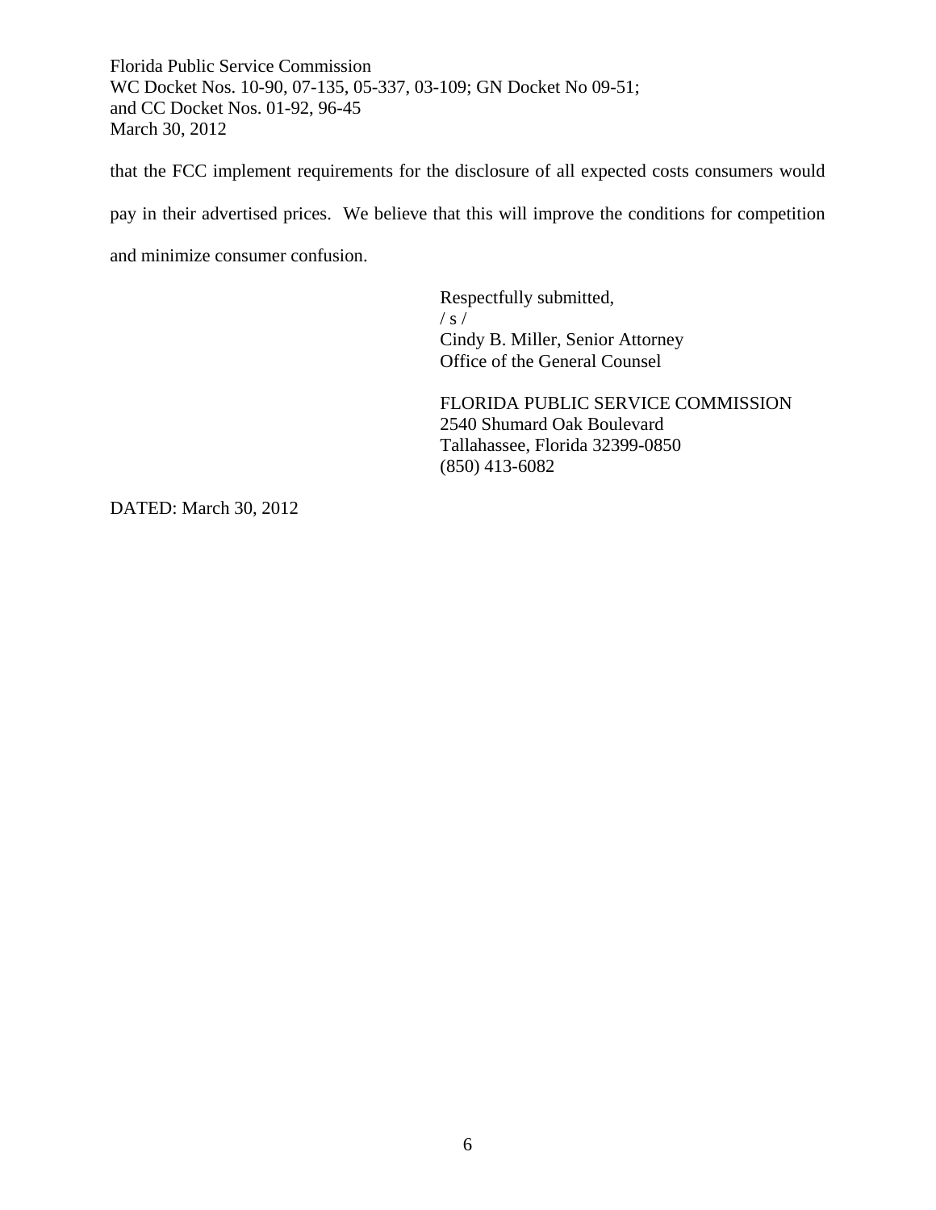that the FCC implement requirements for the disclosure of all expected costs consumers would pay in their advertised prices. We believe that this will improve the conditions for competition and minimize consumer confusion.

Respectfully submitted,
/ s /
Cindy B. Miller, Senior Attorney
Office of the General Counsel

FLORIDA PUBLIC SERVICE COMMISSION
2540 Shumard Oak Boulevard
Tallahassee, Florida 32399-0850
(850) 413-6082

DATED: March 30, 2012